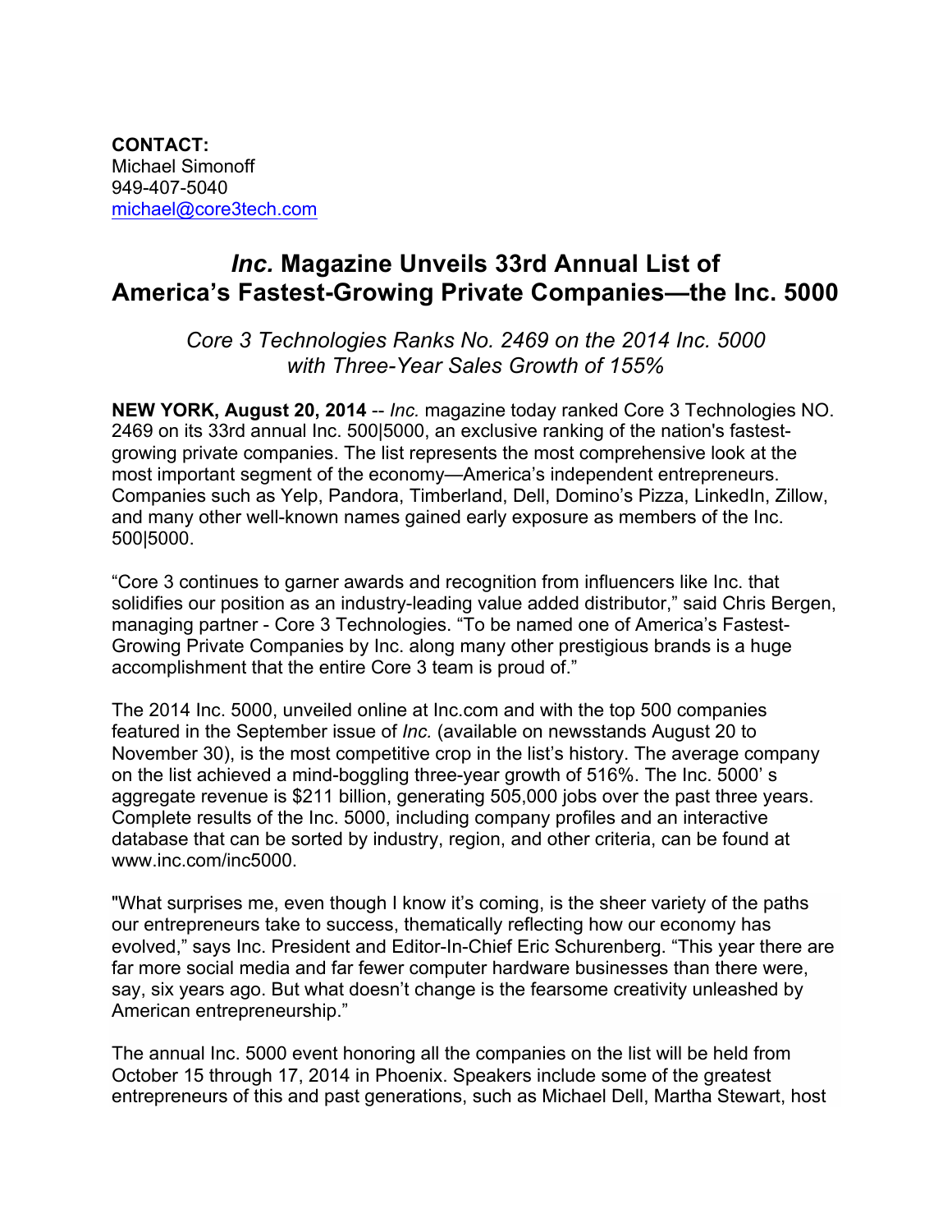**CONTACT:**
Michael Simonoff
949-407-5040
michael@core3tech.com

# *Inc.* Magazine Unveils 33rd Annual List of America's Fastest-Growing Private Companies—the Inc. 5000

*Core 3 Technologies Ranks No. 2469 on the 2014 Inc. 5000 with Three-Year Sales Growth of 155%*

**NEW YORK, August 20, 2014** -- *Inc.* magazine today ranked Core 3 Technologies NO. 2469 on its 33rd annual Inc. 500|5000, an exclusive ranking of the nation's fastest-growing private companies. The list represents the most comprehensive look at the most important segment of the economy—America's independent entrepreneurs. Companies such as Yelp, Pandora, Timberland, Dell, Domino's Pizza, LinkedIn, Zillow, and many other well-known names gained early exposure as members of the Inc. 500|5000.

"Core 3 continues to garner awards and recognition from influencers like Inc. that solidifies our position as an industry-leading value added distributor," said Chris Bergen, managing partner - Core 3 Technologies. "To be named one of America's Fastest-Growing Private Companies by Inc. along many other prestigious brands is a huge accomplishment that the entire Core 3 team is proud of."

The 2014 Inc. 5000, unveiled online at Inc.com and with the top 500 companies featured in the September issue of *Inc.* (available on newsstands August 20 to November 30), is the most competitive crop in the list's history. The average company on the list achieved a mind-boggling three-year growth of 516%. The Inc. 5000' s aggregate revenue is $211 billion, generating 505,000 jobs over the past three years. Complete results of the Inc. 5000, including company profiles and an interactive database that can be sorted by industry, region, and other criteria, can be found at www.inc.com/inc5000.

"What surprises me, even though I know it's coming, is the sheer variety of the paths our entrepreneurs take to success, thematically reflecting how our economy has evolved," says Inc. President and Editor-In-Chief Eric Schurenberg. "This year there are far more social media and far fewer computer hardware businesses than there were, say, six years ago. But what doesn't change is the fearsome creativity unleashed by American entrepreneurship."

The annual Inc. 5000 event honoring all the companies on the list will be held from October 15 through 17, 2014 in Phoenix. Speakers include some of the greatest entrepreneurs of this and past generations, such as Michael Dell, Martha Stewart, host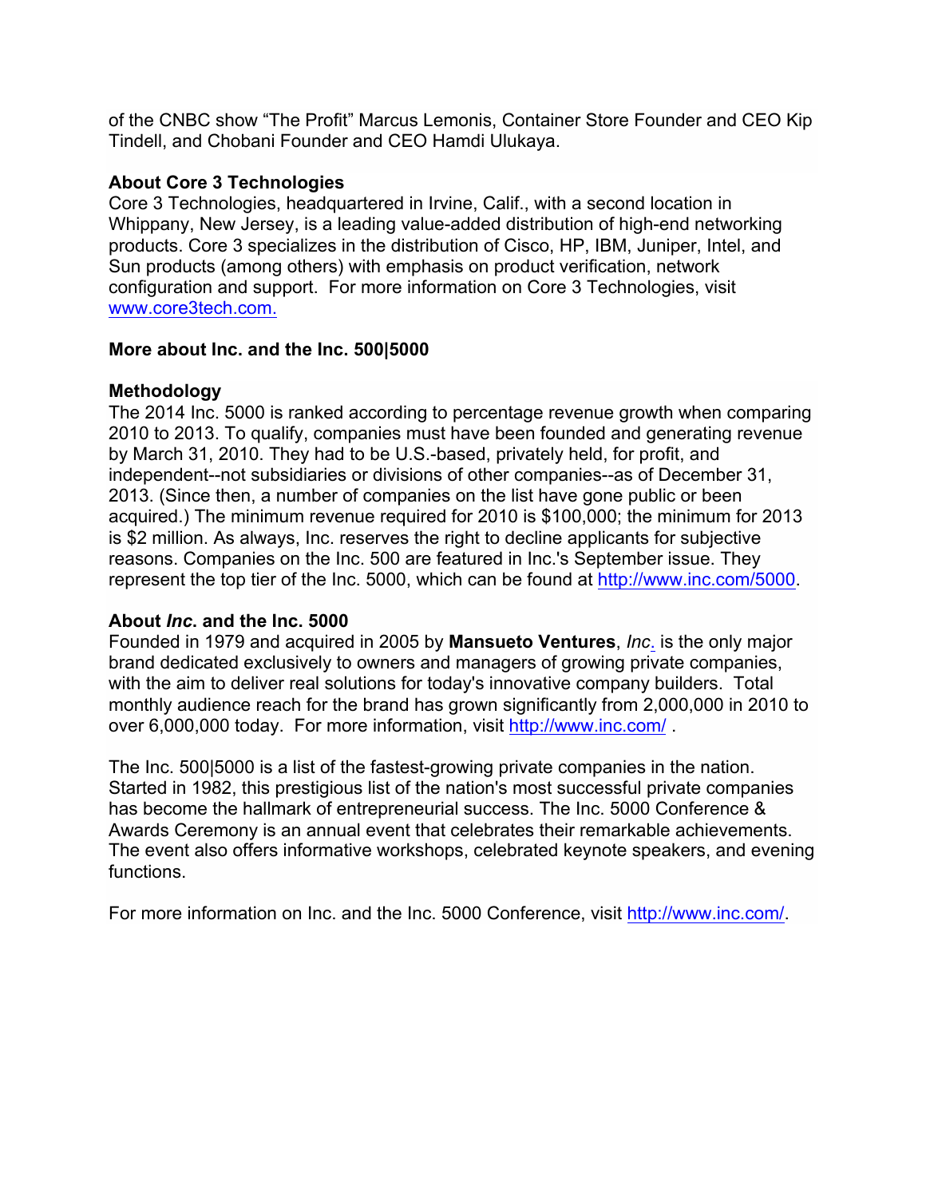of the CNBC show “The Profit” Marcus Lemonis, Container Store Founder and CEO Kip Tindell, and Chobani Founder and CEO Hamdi Ulukaya.

**About Core 3 Technologies**
Core 3 Technologies, headquartered in Irvine, Calif., with a second location in Whippany, New Jersey, is a leading value-added distribution of high-end networking products. Core 3 specializes in the distribution of Cisco, HP, IBM, Juniper, Intel, and Sun products (among others) with emphasis on product verification, network configuration and support. For more information on Core 3 Technologies, visit www.core3tech.com.

**More about Inc. and the Inc. 500|5000**

**Methodology**
The 2014 Inc. 5000 is ranked according to percentage revenue growth when comparing 2010 to 2013. To qualify, companies must have been founded and generating revenue by March 31, 2010. They had to be U.S.-based, privately held, for profit, and independent--not subsidiaries or divisions of other companies--as of December 31, 2013. (Since then, a number of companies on the list have gone public or been acquired.) The minimum revenue required for 2010 is $100,000; the minimum for 2013 is $2 million. As always, Inc. reserves the right to decline applicants for subjective reasons. Companies on the Inc. 500 are featured in Inc.'s September issue. They represent the top tier of the Inc. 5000, which can be found at http://www.inc.com/5000.

**About *Inc.* and the Inc. 5000**
Founded in 1979 and acquired in 2005 by **Mansueto Ventures**, *Inc*. is the only major brand dedicated exclusively to owners and managers of growing private companies, with the aim to deliver real solutions for today's innovative company builders. Total monthly audience reach for the brand has grown significantly from 2,000,000 in 2010 to over 6,000,000 today. For more information, visit http://www.inc.com/ .

The Inc. 500|5000 is a list of the fastest-growing private companies in the nation. Started in 1982, this prestigious list of the nation's most successful private companies has become the hallmark of entrepreneurial success. The Inc. 5000 Conference & Awards Ceremony is an annual event that celebrates their remarkable achievements. The event also offers informative workshops, celebrated keynote speakers, and evening functions.

For more information on Inc. and the Inc. 5000 Conference, visit http://www.inc.com/.